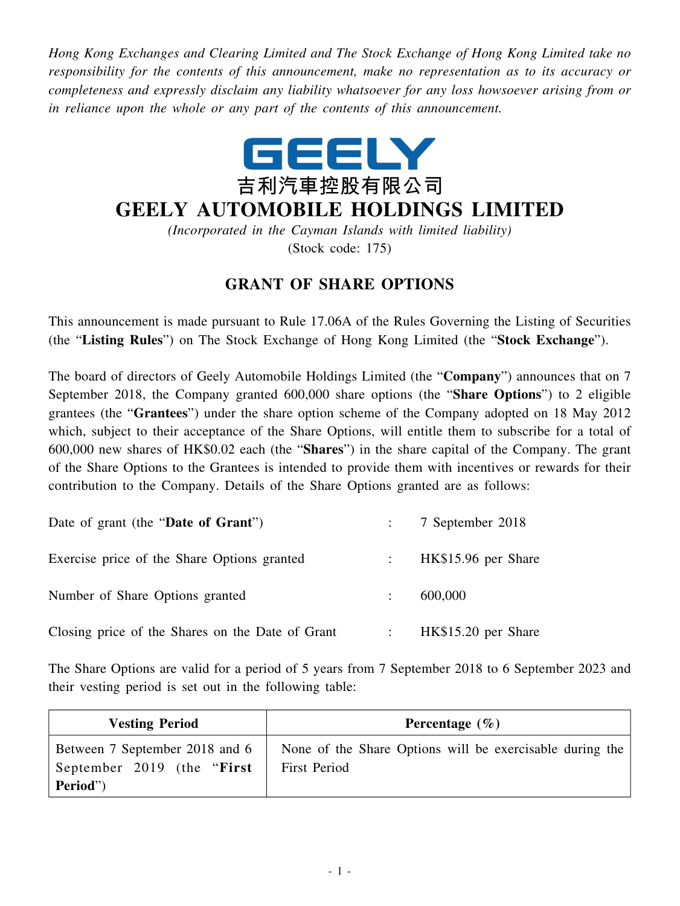*Hong Kong Exchanges and Clearing Limited and The Stock Exchange of Hong Kong Limited take no responsibility for the contents of this announcement, make no representation as to its accuracy or completeness and expressly disclaim any liability whatsoever for any loss howsoever arising from or in reliance upon the whole or any part of the contents of this announcement.*

GEELY

吉利汽車控股有限公司

# GEELY AUTOMOBILE HOLDINGS LIMITED

*(Incorporated in the Cayman Islands with limited liability)*

(Stock code: 175)

## GRANT OF SHARE OPTIONS

This announcement is made pursuant to Rule 17.06A of the Rules Governing the Listing of Securities (the "**Listing Rules**") on The Stock Exchange of Hong Kong Limited (the "**Stock Exchange**").

The board of directors of Geely Automobile Holdings Limited (the "**Company**") announces that on 7 September 2018, the Company granted 600,000 share options (the "**Share Options**") to 2 eligible grantees (the "**Grantees**") under the share option scheme of the Company adopted on 18 May 2012 which, subject to their acceptance of the Share Options, will entitle them to subscribe for a total of 600,000 new shares of HK$0.02 each (the "**Shares**") in the share capital of the Company. The grant of the Share Options to the Grantees is intended to provide them with incentives or rewards for their contribution to the Company. Details of the Share Options granted are as follows:

| | | |
|---|---|---|
| Date of grant (the "**Date of Grant**") | : | 7 September 2018 |
| Exercise price of the Share Options granted | : | HK$15.96 per Share |
| Number of Share Options granted | : | 600,000 |
| Closing price of the Shares on the Date of Grant | : | HK$15.20 per Share |

The Share Options are valid for a period of 5 years from 7 September 2018 to 6 September 2023 and their vesting period is set out in the following table:

| Vesting Period | Percentage (%) |
|---|---|
| Between 7 September 2018 and 6 September 2019 (the "**First Period**") | None of the Share Options will be exercisable during the First Period |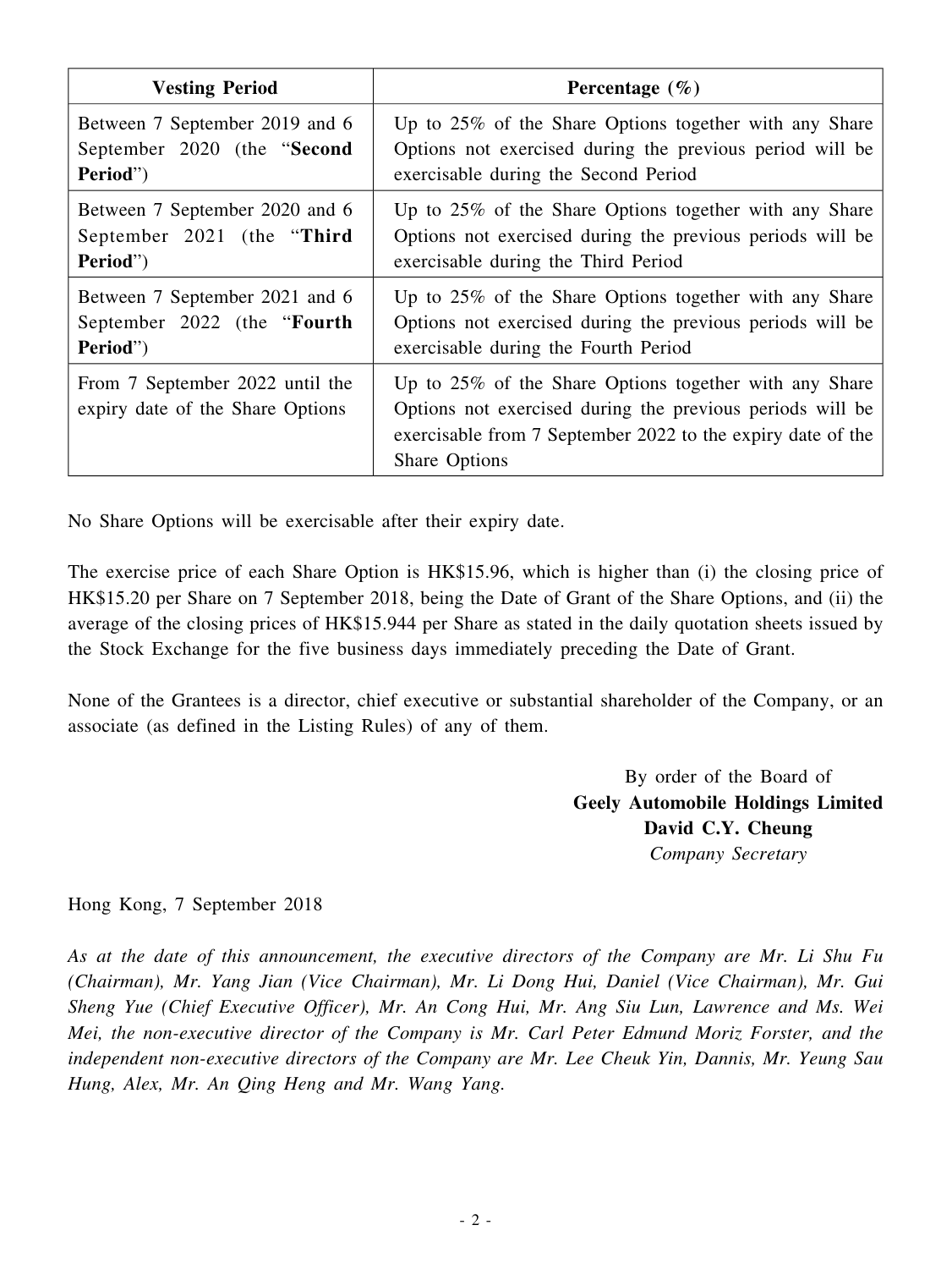| Vesting Period | Percentage (%) |
|---|---|
| Between 7 September 2019 and 6 September 2020 (the "**Second Period**") | Up to 25% of the Share Options together with any Share Options not exercised during the previous period will be exercisable during the Second Period |
| Between 7 September 2020 and 6 September 2021 (the "**Third Period**") | Up to 25% of the Share Options together with any Share Options not exercised during the previous periods will be exercisable during the Third Period |
| Between 7 September 2021 and 6 September 2022 (the "**Fourth Period**") | Up to 25% of the Share Options together with any Share Options not exercised during the previous periods will be exercisable during the Fourth Period |
| From 7 September 2022 until the expiry date of the Share Options | Up to 25% of the Share Options together with any Share Options not exercised during the previous periods will be exercisable from 7 September 2022 to the expiry date of the Share Options |

No Share Options will be exercisable after their expiry date.

The exercise price of each Share Option is HK$15.96, which is higher than (i) the closing price of HK$15.20 per Share on 7 September 2018, being the Date of Grant of the Share Options, and (ii) the average of the closing prices of HK$15.944 per Share as stated in the daily quotation sheets issued by the Stock Exchange for the five business days immediately preceding the Date of Grant.

None of the Grantees is a director, chief executive or substantial shareholder of the Company, or an associate (as defined in the Listing Rules) of any of them.

By order of the Board of
**Geely Automobile Holdings Limited**
**David C.Y. Cheung**
*Company Secretary*

Hong Kong, 7 September 2018

*As at the date of this announcement, the executive directors of the Company are Mr. Li Shu Fu (Chairman), Mr. Yang Jian (Vice Chairman), Mr. Li Dong Hui, Daniel (Vice Chairman), Mr. Gui Sheng Yue (Chief Executive Officer), Mr. An Cong Hui, Mr. Ang Siu Lun, Lawrence and Ms. Wei Mei, the non-executive director of the Company is Mr. Carl Peter Edmund Moriz Forster, and the independent non-executive directors of the Company are Mr. Lee Cheuk Yin, Dannis, Mr. Yeung Sau Hung, Alex, Mr. An Qing Heng and Mr. Wang Yang.*